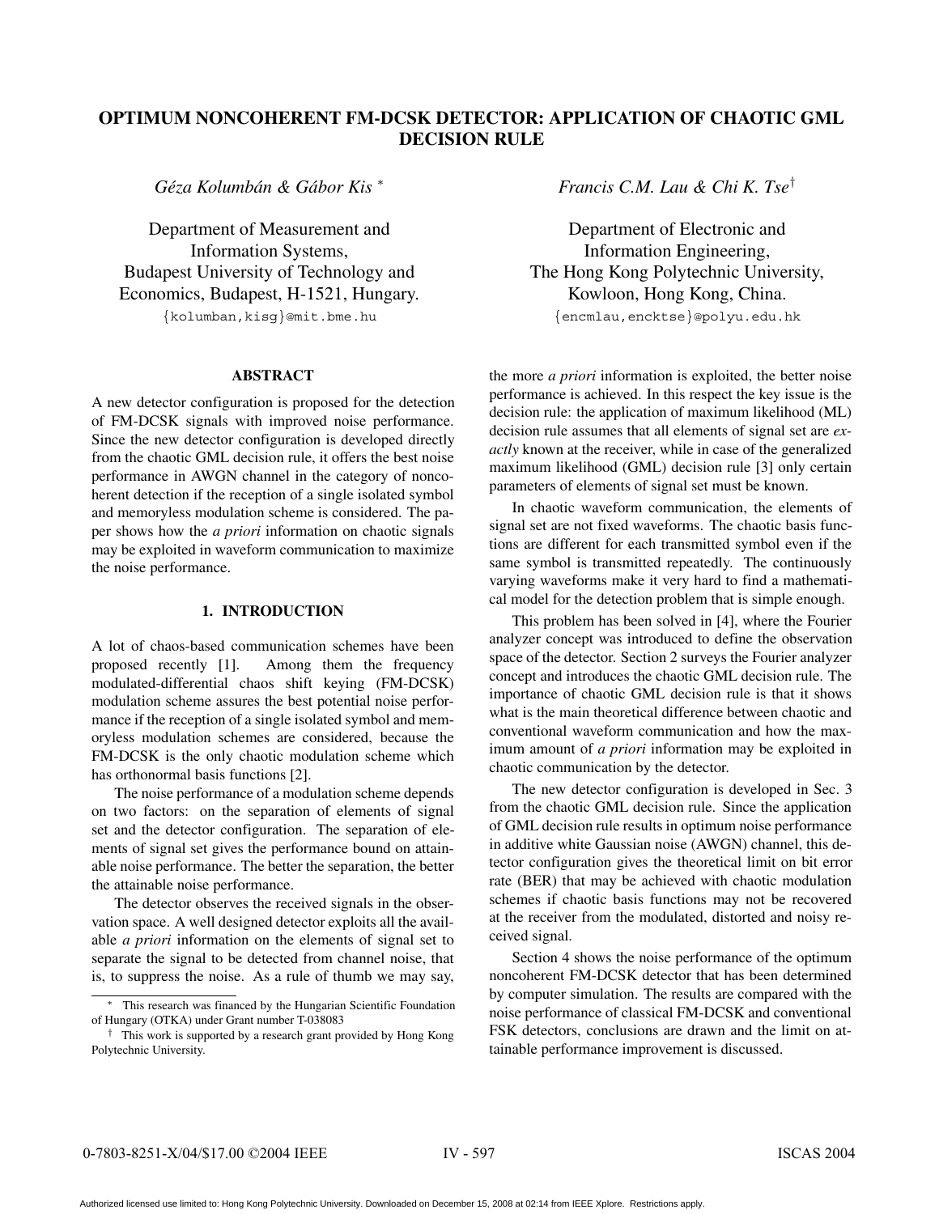# OPTIMUM NONCOHERENT FM-DCSK DETECTOR: APPLICATION OF CHAOTIC GML DECISION RULE

*Géza Kolumbán & Gábor Kis* *

Department of Measurement and Information Systems,
Budapest University of Technology and Economics, Budapest, H-1521, Hungary.
{kolumban,kisg}@mit.bme.hu

*Francis C.M. Lau & Chi K. Tse*†

Department of Electronic and Information Engineering,
The Hong Kong Polytechnic University,
Kowloon, Hong Kong, China.
{encmlau,encktse}@polyu.edu.hk

## ABSTRACT

A new detector configuration is proposed for the detection of FM-DCSK signals with improved noise performance. Since the new detector configuration is developed directly from the chaotic GML decision rule, it offers the best noise performance in AWGN channel in the category of noncoherent detection if the reception of a single isolated symbol and memoryless modulation scheme is considered. The paper shows how the *a priori* information on chaotic signals may be exploited in waveform communication to maximize the noise performance.

## 1. INTRODUCTION

A lot of chaos-based communication schemes have been proposed recently [1]. Among them the frequency modulated-differential chaos shift keying (FM-DCSK) modulation scheme assures the best potential noise performance if the reception of a single isolated symbol and memoryless modulation schemes are considered, because the FM-DCSK is the only chaotic modulation scheme which has orthonormal basis functions [2].

The noise performance of a modulation scheme depends on two factors: on the separation of elements of signal set and the detector configuration. The separation of elements of signal set gives the performance bound on attainable noise performance. The better the separation, the better the attainable noise performance.

The detector observes the received signals in the observation space. A well designed detector exploits all the available *a priori* information on the elements of signal set to separate the signal to be detected from channel noise, that is, to suppress the noise. As a rule of thumb we may say, the more *a priori* information is exploited, the better noise performance is achieved. In this respect the key issue is the decision rule: the application of maximum likelihood (ML) decision rule assumes that all elements of signal set are *exactly* known at the receiver, while in case of the generalized maximum likelihood (GML) decision rule [3] only certain parameters of elements of signal set must be known.

In chaotic waveform communication, the elements of signal set are not fixed waveforms. The chaotic basis functions are different for each transmitted symbol even if the same symbol is transmitted repeatedly. The continuously varying waveforms make it very hard to find a mathematical model for the detection problem that is simple enough.

This problem has been solved in [4], where the Fourier analyzer concept was introduced to define the observation space of the detector. Section 2 surveys the Fourier analyzer concept and introduces the chaotic GML decision rule. The importance of chaotic GML decision rule is that it shows what is the main theoretical difference between chaotic and conventional waveform communication and how the maximum amount of *a priori* information may be exploited in chaotic communication by the detector.

The new detector configuration is developed in Sec. 3 from the chaotic GML decision rule. Since the application of GML decision rule results in optimum noise performance in additive white Gaussian noise (AWGN) channel, this detector configuration gives the theoretical limit on bit error rate (BER) that may be achieved with chaotic modulation schemes if chaotic basis functions may not be recovered at the receiver from the modulated, distorted and noisy received signal.

Section 4 shows the noise performance of the optimum noncoherent FM-DCSK detector that has been determined by computer simulation. The results are compared with the noise performance of classical FM-DCSK and conventional FSK detectors, conclusions are drawn and the limit on attainable performance improvement is discussed.

---

* This research was financed by the Hungarian Scientific Foundation of Hungary (OTKA) under Grant number T-038083

† This work is supported by a research grant provided by Hong Kong Polytechnic University.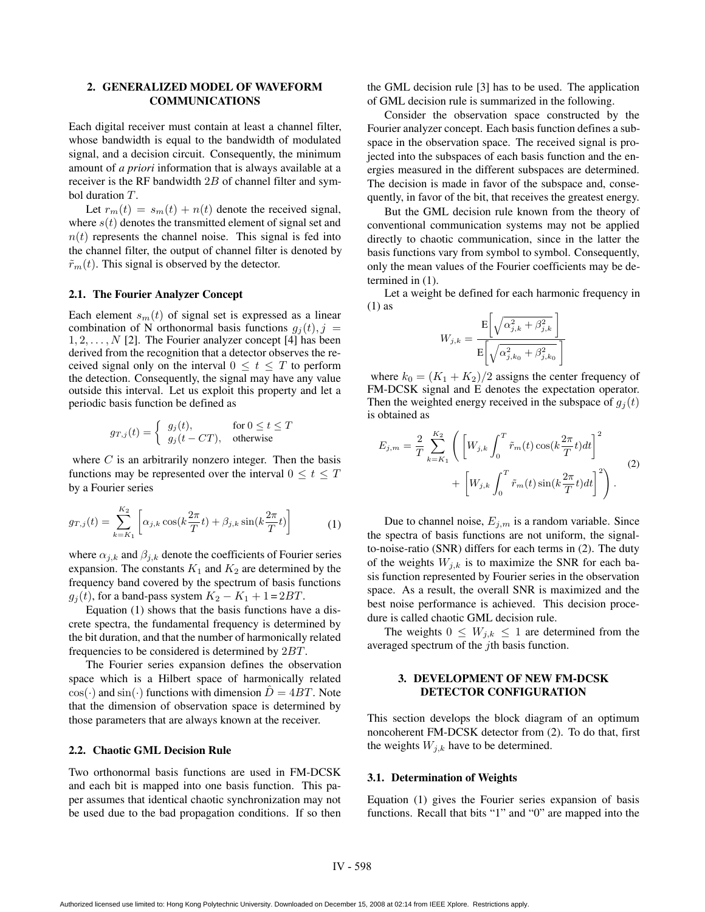## 2. GENERALIZED MODEL OF WAVEFORM COMMUNICATIONS

Each digital receiver must contain at least a channel filter, whose bandwidth is equal to the bandwidth of modulated signal, and a decision circuit. Consequently, the minimum amount of *a priori* information that is always available at a receiver is the RF bandwidth $2B$ of channel filter and symbol duration $T$.

Let $r_m(t) = s_m(t) + n(t)$ denote the received signal, where $s(t)$ denotes the transmitted element of signal set and $n(t)$ represents the channel noise. This signal is fed into the channel filter, the output of channel filter is denoted by $\tilde{r}_m(t)$. This signal is observed by the detector.

### 2.1. The Fourier Analyzer Concept

Each element $s_m(t)$ of signal set is expressed as a linear combination of N orthonormal basis functions $g_j(t), j = 1, 2, \ldots, N$ [2]. The Fourier analyzer concept [4] has been derived from the recognition that a detector observes the received signal only on the interval $0 \leq t \leq T$ to perform the detection. Consequently, the signal may have any value outside this interval. Let us exploit this property and let a periodic basis function be defined as

$$g_{T,j}(t) = \begin{cases} g_j(t), & \text{for } 0 \leq t \leq T \\ g_j(t - CT), & \text{otherwise} \end{cases}$$

where $C$ is an arbitrarily nonzero integer. Then the basis functions may be represented over the interval $0 \leq t \leq T$ by a Fourier series

$$g_{T,j}(t) = \sum_{k=K_1}^{K_2} \left[ \alpha_{j,k} \cos(k\frac{2\pi}{T}t) + \beta_{j,k} \sin(k\frac{2\pi}{T}t) \right] \tag{1}$$

where $\alpha_{j,k}$ and $\beta_{j,k}$ denote the coefficients of Fourier series expansion. The constants $K_1$ and $K_2$ are determined by the frequency band covered by the spectrum of basis functions $g_j(t)$, for a band-pass system $K_2 - K_1 + 1 = 2BT$.

Equation (1) shows that the basis functions have a discrete spectra, the fundamental frequency is determined by the bit duration, and that the number of harmonically related frequencies to be considered is determined by $2BT$.

The Fourier series expansion defines the observation space which is a Hilbert space of harmonically related $\cos(\cdot)$ and $\sin(\cdot)$ functions with dimension $\hat{D} = 4BT$. Note that the dimension of observation space is determined by those parameters that are always known at the receiver.

### 2.2. Chaotic GML Decision Rule

Two orthonormal basis functions are used in FM-DCSK and each bit is mapped into one basis function. This paper assumes that identical chaotic synchronization may not be used due to the bad propagation conditions. If so then the GML decision rule [3] has to be used. The application of GML decision rule is summarized in the following.

Consider the observation space constructed by the Fourier analyzer concept. Each basis function defines a subspace in the observation space. The received signal is projected into the subspaces of each basis function and the energies measured in the different subspaces are determined. The decision is made in favor of the subspace and, consequently, in favor of the bit, that receives the greatest energy.

But the GML decision rule known from the theory of conventional communication systems may not be applied directly to chaotic communication, since in the latter the basis functions vary from symbol to symbol. Consequently, only the mean values of the Fourier coefficients may be determined in (1).

Let a weight be defined for each harmonic frequency in (1) as

$$W_{j,k} = \frac{\mathrm{E}\left[\sqrt{\alpha_{j,k}^2 + \beta_{j,k}^2}\right]}{\mathrm{E}\left[\sqrt{\alpha_{j,k_0}^2 + \beta_{j,k_0}^2}\right]}$$

where $k_0 = (K_1 + K_2)/2$ assigns the center frequency of FM-DCSK signal and E denotes the expectation operator. Then the weighted energy received in the subspace of $g_j(t)$ is obtained as

$$E_{j,m} = \frac{2}{T} \sum_{k=K_1}^{K_2} \left( \left[ W_{j,k} \int_0^T \tilde{r}_m(t) \cos(k\frac{2\pi}{T}t) dt \right]^2 + \left[ W_{j,k} \int_0^T \tilde{r}_m(t) \sin(k\frac{2\pi}{T}t) dt \right]^2 \right). \tag{2}$$

Due to channel noise, $E_{j,m}$ is a random variable. Since the spectra of basis functions are not uniform, the signal-to-noise-ratio (SNR) differs for each terms in (2). The duty of the weights $W_{j,k}$ is to maximize the SNR for each basis function represented by Fourier series in the observation space. As a result, the overall SNR is maximized and the best noise performance is achieved. This decision procedure is called chaotic GML decision rule.

The weights $0 \leq W_{j,k} \leq 1$ are determined from the averaged spectrum of the $j$th basis function.

## 3. DEVELOPMENT OF NEW FM-DCSK DETECTOR CONFIGURATION

This section develops the block diagram of an optimum noncoherent FM-DCSK detector from (2). To do that, first the weights $W_{j,k}$ have to be determined.

### 3.1. Determination of Weights

Equation (1) gives the Fourier series expansion of basis functions. Recall that bits "1" and "0" are mapped into the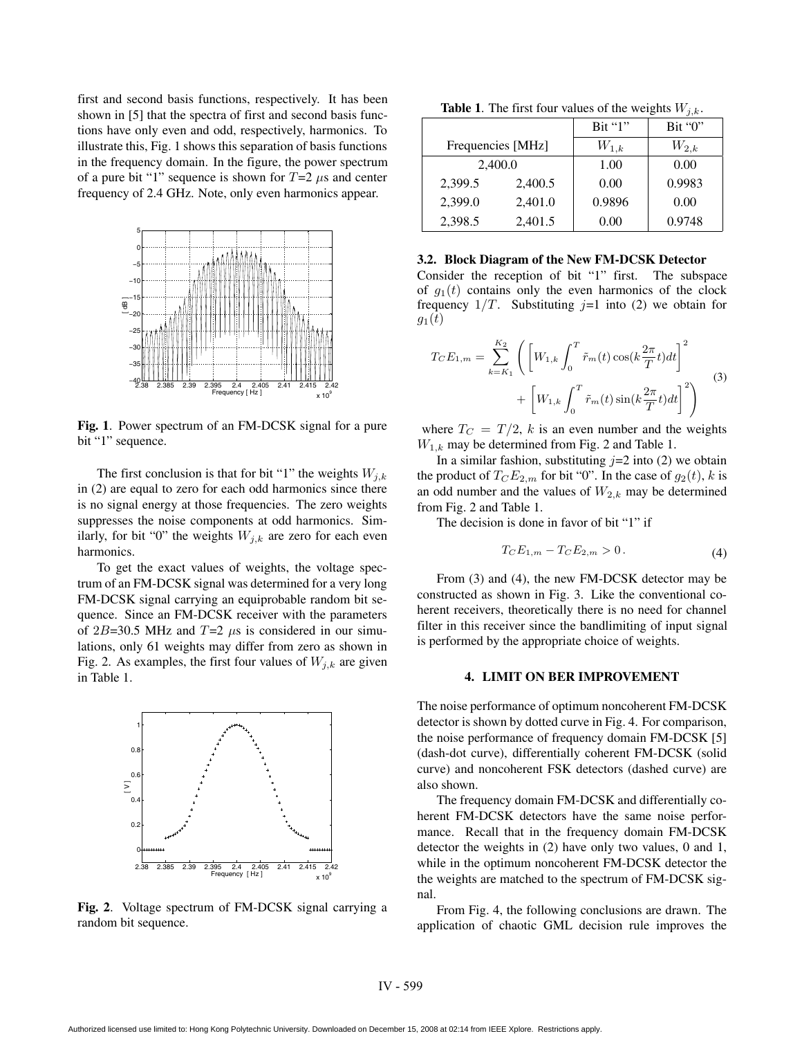first and second basis functions, respectively. It has been shown in [5] that the spectra of first and second basis functions have only even and odd, respectively, harmonics. To illustrate this, Fig. 1 shows this separation of basis functions in the frequency domain. In the figure, the power spectrum of a pure bit "1" sequence is shown for $T$=2 $\mu$s and center frequency of 2.4 GHz. Note, only even harmonics appear.

**Fig. 1**. Power spectrum of an FM-DCSK signal for a pure bit "1" sequence.

The first conclusion is that for bit "1" the weights $W_{j,k}$ in (2) are equal to zero for each odd harmonics since there is no signal energy at those frequencies. The zero weights suppresses the noise components at odd harmonics. Similarly, for bit "0" the weights $W_{j,k}$ are zero for each even harmonics.

To get the exact values of weights, the voltage spectrum of an FM-DCSK signal was determined for a very long FM-DCSK signal carrying an equiprobable random bit sequence. Since an FM-DCSK receiver with the parameters of $2B$=30.5 MHz and $T$=2 $\mu$s is considered in our simulations, only 61 weights may differ from zero as shown in Fig. 2. As examples, the first four values of $W_{j,k}$ are given in Table 1.

**Fig. 2**. Voltage spectrum of FM-DCSK signal carrying a random bit sequence.

**Table 1**. The first four values of the weights $W_{j,k}$.

| Frequencies [MHz] | | Bit "1" $W_{1,k}$ | Bit "0" $W_{2,k}$ |
|---|---|---|---|
| 2,400.0 | | 1.00 | 0.00 |
| 2,399.5 | 2,400.5 | 0.00 | 0.9983 |
| 2,399.0 | 2,401.0 | 0.9896 | 0.00 |
| 2,398.5 | 2,401.5 | 0.00 | 0.9748 |

### 3.2. Block Diagram of the New FM-DCSK Detector

Consider the reception of bit "1" first. The subspace of $g_1(t)$ contains only the even harmonics of the clock frequency $1/T$. Substituting $j$=1 into (2) we obtain for $g_1(t)$

$$T_C E_{1,m} = \sum_{k=K_1}^{K_2} \left( \left[ W_{1,k} \int_0^T \tilde{r}_m(t) \cos(k\frac{2\pi}{T}t)dt \right]^2 + \left[ W_{1,k} \int_0^T \tilde{r}_m(t) \sin(k\frac{2\pi}{T}t)dt \right]^2 \right) \tag{3}$$

where $T_C = T/2$, $k$ is an even number and the weights $W_{1,k}$ may be determined from Fig. 2 and Table 1.

In a similar fashion, substituting $j$=2 into (2) we obtain the product of $T_C E_{2,m}$ for bit "0". In the case of $g_2(t)$, $k$ is an odd number and the values of $W_{2,k}$ may be determined from Fig. 2 and Table 1.

The decision is done in favor of bit "1" if

$$T_C E_{1,m} - T_C E_{2,m} > 0\,. \tag{4}$$

From (3) and (4), the new FM-DCSK detector may be constructed as shown in Fig. 3. Like the conventional coherent receivers, theoretically there is no need for channel filter in this receiver since the bandlimiting of input signal is performed by the appropriate choice of weights.

## 4. LIMIT ON BER IMPROVEMENT

The noise performance of optimum noncoherent FM-DCSK detector is shown by dotted curve in Fig. 4. For comparison, the noise performance of frequency domain FM-DCSK [5] (dash-dot curve), differentially coherent FM-DCSK (solid curve) and noncoherent FSK detectors (dashed curve) are also shown.

The frequency domain FM-DCSK and differentially coherent FM-DCSK detectors have the same noise performance. Recall that in the frequency domain FM-DCSK detector the weights in (2) have only two values, 0 and 1, while in the optimum noncoherent FM-DCSK detector the the weights are matched to the spectrum of FM-DCSK signal.

From Fig. 4, the following conclusions are drawn. The application of chaotic GML decision rule improves the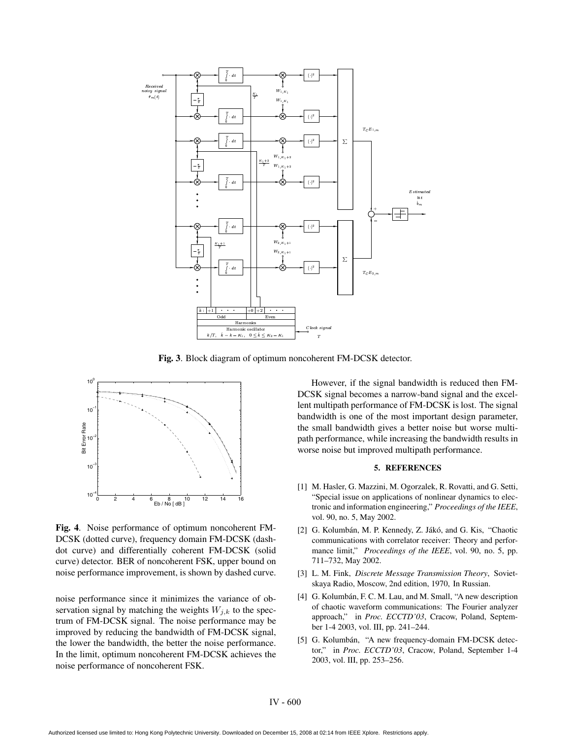Received noisy signal $r_m(t)$

$-\frac{\pi}{2}$

$\int_0^T \cdot\, dt$

$W_{1,K_1}$

$W_{1,K_1}$

$\frac{K_1}{2}$

$(\cdot)^2$

$W_{1,K_1+2}$

$W_{1,K_1+2}$

$\frac{K_1+2}{2}$

$\Sigma$

$T_C E_{1,m}$

Estimated bit $\tilde{b}_m$

+

−

$W_{2,K_1+1}$

$W_{2,K_1+1}$

$\frac{K_1+1}{2}$

$T_C E_{2,m}$

$k$: +1 · · · +0 +2 · · ·

Odd Even

Harmonics

Harmonic oscillator

$k/T, \quad \hat{k} = k - K_1, \quad 0 \leq \hat{k} \leq K_2 - K_1$

Clock signal

$T$

**Fig. 3**. Block diagram of optimum noncoherent FM-DCSK detector.

Bit Error Rate

$10^0$

$10^{-1}$

$10^{-2}$

$10^{-3}$

$10^{-4}$

0 2 4 6 8 10 12 14 16

Eb / No [ dB ]

**Fig. 4**. Noise performance of optimum noncoherent FM-DCSK (dotted curve), frequency domain FM-DCSK (dash-dot curve) and differentially coherent FM-DCSK (solid curve) detector. BER of noncoherent FSK, upper bound on noise performance improvement, is shown by dashed curve.

noise performance since it minimizes the variance of observation signal by matching the weights $W_{j,k}$ to the spectrum of FM-DCSK signal. The noise performance may be improved by reducing the bandwidth of FM-DCSK signal, the lower the bandwidth, the better the noise performance. In the limit, optimum noncoherent FM-DCSK achieves the noise performance of noncoherent FSK.

However, if the signal bandwidth is reduced then FM-DCSK signal becomes a narrow-band signal and the excellent multipath performance of FM-DCSK is lost. The signal bandwidth is one of the most important design parameter, the small bandwidth gives a better noise but worse multipath performance, while increasing the bandwidth results in worse noise but improved multipath performance.

## 5. REFERENCES

[1] M. Hasler, G. Mazzini, M. Ogorzalek, R. Rovatti, and G. Setti, "Special issue on applications of nonlinear dynamics to electronic and information engineering," *Proceedings of the IEEE*, vol. 90, no. 5, May 2002.

[2] G. Kolumbán, M. P. Kennedy, Z. Jákó, and G. Kis, "Chaotic communications with correlator receiver: Theory and performance limit," *Proceedings of the IEEE*, vol. 90, no. 5, pp. 711–732, May 2002.

[3] L. M. Fink, *Discrete Message Transmission Theory*, Sovietskaya Radio, Moscow, 2nd edition, 1970, In Russian.

[4] G. Kolumbán, F. C. M. Lau, and M. Small, "A new description of chaotic waveform communications: The Fourier analyzer approach," in *Proc. ECCTD'03*, Cracow, Poland, September 1-4 2003, vol. III, pp. 241–244.

[5] G. Kolumbán, "A new frequency-domain FM-DCSK detector," in *Proc. ECCTD'03*, Cracow, Poland, September 1-4 2003, vol. III, pp. 253–256.